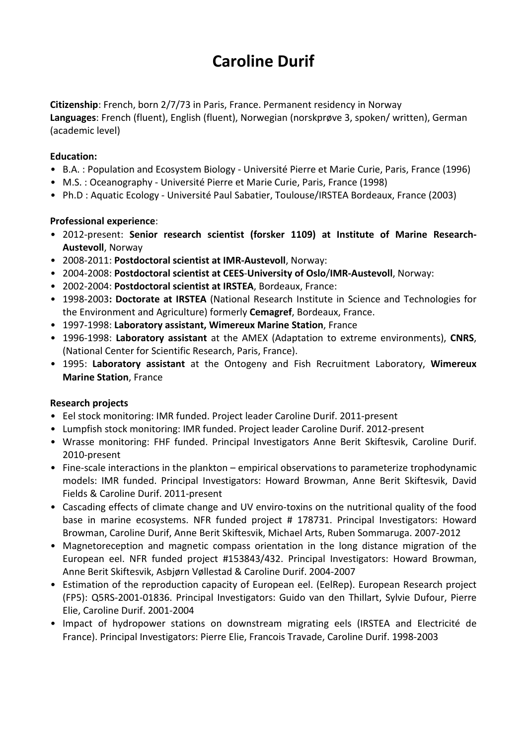# Caroline Durif

**Citizenship**: French, born 2/7/73 in Paris, France. Permanent residency in Norway
**Languages**: French (fluent), English (fluent), Norwegian (norskprøve 3, spoken/ written), German (academic level)

**Education:**

- B.A. : Population and Ecosystem Biology - Université Pierre et Marie Curie, Paris, France (1996)
- M.S. : Oceanography - Université Pierre et Marie Curie, Paris, France (1998)
- Ph.D : Aquatic Ecology - Université Paul Sabatier, Toulouse/IRSTEA Bordeaux, France (2003)

**Professional experience**:

- 2012-present: **Senior research scientist (forsker 1109) at Institute of Marine Research-Austevoll**, Norway
- 2008-2011: **Postdoctoral scientist at IMR-Austevoll**, Norway:
- 2004-2008: **Postdoctoral scientist at CEES-University of Oslo/IMR-Austevoll**, Norway:
- 2002-2004: **Postdoctoral scientist at IRSTEA**, Bordeaux, France:
- 1998-2003**: Doctorate at IRSTEA** (National Research Institute in Science and Technologies for the Environment and Agriculture) formerly **Cemagref**, Bordeaux, France.
- 1997-1998: **Laboratory assistant, Wimereux Marine Station**, France
- 1996-1998: **Laboratory assistant** at the AMEX (Adaptation to extreme environments), **CNRS**, (National Center for Scientific Research, Paris, France).
- 1995: **Laboratory assistant** at the Ontogeny and Fish Recruitment Laboratory, **Wimereux Marine Station**, France

**Research projects**

- Eel stock monitoring: IMR funded. Project leader Caroline Durif. 2011-present
- Lumpfish stock monitoring: IMR funded. Project leader Caroline Durif. 2012-present
- Wrasse monitoring: FHF funded. Principal Investigators Anne Berit Skiftesvik, Caroline Durif. 2010-present
- Fine-scale interactions in the plankton – empirical observations to parameterize trophodynamic models: IMR funded. Principal Investigators: Howard Browman, Anne Berit Skiftesvik, David Fields & Caroline Durif. 2011-present
- Cascading effects of climate change and UV enviro-toxins on the nutritional quality of the food base in marine ecosystems. NFR funded project # 178731. Principal Investigators: Howard Browman, Caroline Durif, Anne Berit Skiftesvik, Michael Arts, Ruben Sommaruga. 2007-2012
- Magnetoreception and magnetic compass orientation in the long distance migration of the European eel. NFR funded project #153843/432. Principal Investigators: Howard Browman, Anne Berit Skiftesvik, Asbjørn Vøllestad & Caroline Durif. 2004-2007
- Estimation of the reproduction capacity of European eel. (EelRep). European Research project (FP5): Q5RS-2001-01836. Principal Investigators: Guido van den Thillart, Sylvie Dufour, Pierre Elie, Caroline Durif. 2001-2004
- Impact of hydropower stations on downstream migrating eels (IRSTEA and Electricité de France). Principal Investigators: Pierre Elie, Francois Travade, Caroline Durif. 1998-2003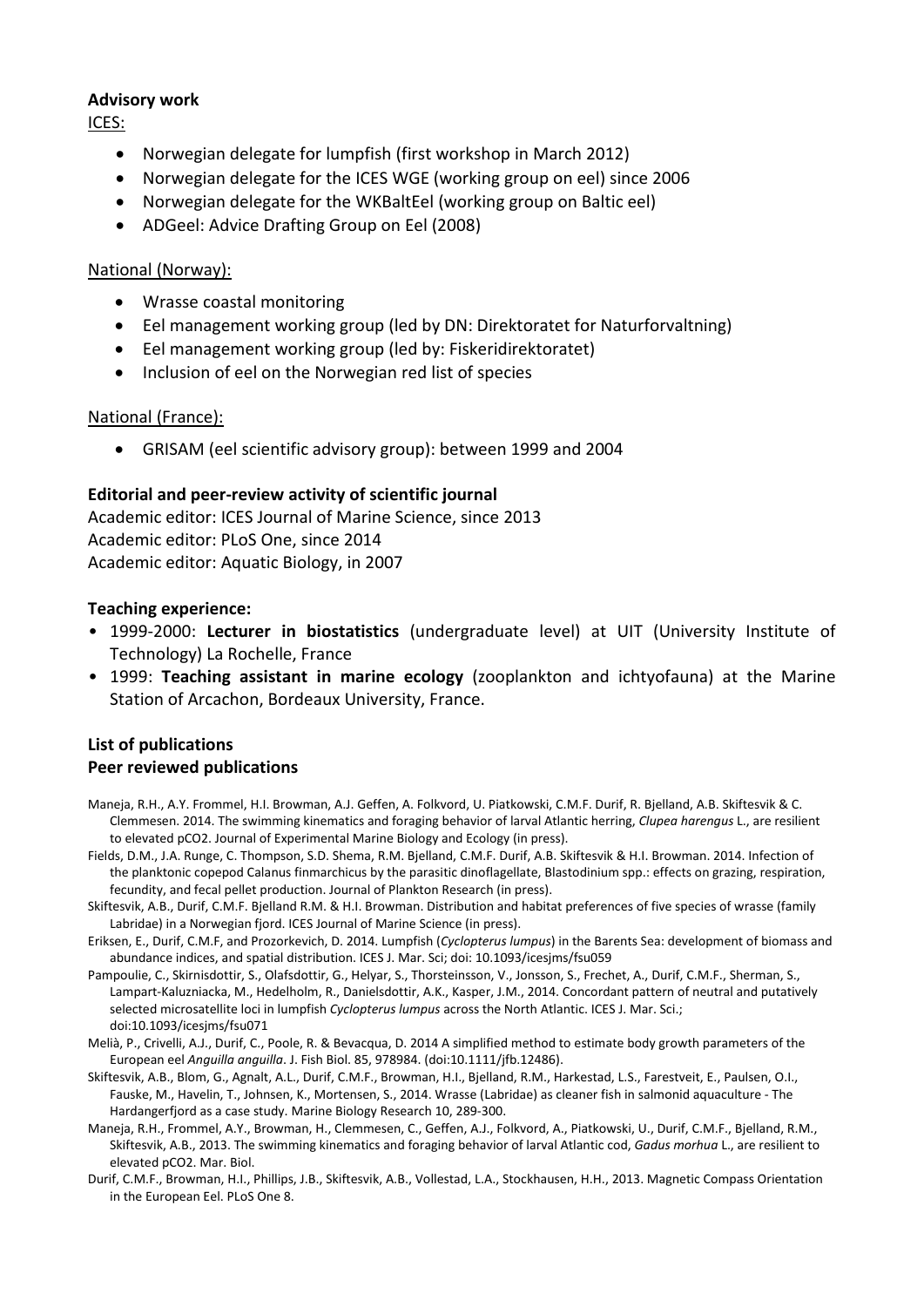**Advisory work**

ICES:

- Norwegian delegate for lumpfish (first workshop in March 2012)
- Norwegian delegate for the ICES WGE (working group on eel) since 2006
- Norwegian delegate for the WKBaltEel (working group on Baltic eel)
- ADGeel: Advice Drafting Group on Eel (2008)

National (Norway):

- Wrasse coastal monitoring
- Eel management working group (led by DN: Direktoratet for Naturforvaltning)
- Eel management working group (led by: Fiskeridirektoratet)
- Inclusion of eel on the Norwegian red list of species

National (France):

- GRISAM (eel scientific advisory group): between 1999 and 2004

**Editorial and peer-review activity of scientific journal**

Academic editor: ICES Journal of Marine Science, since 2013
Academic editor: PLoS One, since 2014
Academic editor: Aquatic Biology, in 2007

**Teaching experience:**

- 1999-2000: **Lecturer in biostatistics** (undergraduate level) at UIT (University Institute of Technology) La Rochelle, France
- 1999: **Teaching assistant in marine ecology** (zooplankton and ichtyofauna) at the Marine Station of Arcachon, Bordeaux University, France.

**List of publications**

**Peer reviewed publications**

Maneja, R.H., A.Y. Frommel, H.I. Browman, A.J. Geffen, A. Folkvord, U. Piatkowski, C.M.F. Durif, R. Bjelland, A.B. Skiftesvik & C. Clemmesen. 2014. The swimming kinematics and foraging behavior of larval Atlantic herring, *Clupea harengus* L., are resilient to elevated pCO2. Journal of Experimental Marine Biology and Ecology (in press).

Fields, D.M., J.A. Runge, C. Thompson, S.D. Shema, R.M. Bjelland, C.M.F. Durif, A.B. Skiftesvik & H.I. Browman. 2014. Infection of the planktonic copepod Calanus finmarchicus by the parasitic dinoflagellate, Blastodinium spp.: effects on grazing, respiration, fecundity, and fecal pellet production. Journal of Plankton Research (in press).

Skiftesvik, A.B., Durif, C.M.F. Bjelland R.M. & H.I. Browman. Distribution and habitat preferences of five species of wrasse (family Labridae) in a Norwegian fjord. ICES Journal of Marine Science (in press).

Eriksen, E., Durif, C.M.F, and Prozorkevich, D. 2014. Lumpfish (*Cyclopterus lumpus*) in the Barents Sea: development of biomass and abundance indices, and spatial distribution. ICES J. Mar. Sci; doi: 10.1093/icesjms/fsu059

Pampoulie, C., Skirnisdottir, S., Olafsdottir, G., Helyar, S., Thorsteinsson, V., Jonsson, S., Frechet, A., Durif, C.M.F., Sherman, S., Lampart-Kaluzniacka, M., Hedelholm, R., Danielsdottir, A.K., Kasper, J.M., 2014. Concordant pattern of neutral and putatively selected microsatellite loci in lumpfish *Cyclopterus lumpus* across the North Atlantic. ICES J. Mar. Sci.; doi:10.1093/icesjms/fsu071

Melià, P., Crivelli, A.J., Durif, C., Poole, R. & Bevacqua, D. 2014 A simplified method to estimate body growth parameters of the European eel *Anguilla anguilla*. J. Fish Biol. 85, 978984. (doi:10.1111/jfb.12486).

Skiftesvik, A.B., Blom, G., Agnalt, A.L., Durif, C.M.F., Browman, H.I., Bjelland, R.M., Harkestad, L.S., Farestveit, E., Paulsen, O.I., Fauske, M., Havelin, T., Johnsen, K., Mortensen, S., 2014. Wrasse (Labridae) as cleaner fish in salmonid aquaculture - The Hardangerfjord as a case study. Marine Biology Research 10, 289-300.

Maneja, R.H., Frommel, A.Y., Browman, H., Clemmesen, C., Geffen, A.J., Folkvord, A., Piatkowski, U., Durif, C.M.F., Bjelland, R.M., Skiftesvik, A.B., 2013. The swimming kinematics and foraging behavior of larval Atlantic cod, *Gadus morhua* L., are resilient to elevated pCO2. Mar. Biol.

Durif, C.M.F., Browman, H.I., Phillips, J.B., Skiftesvik, A.B., Vollestad, L.A., Stockhausen, H.H., 2013. Magnetic Compass Orientation in the European Eel. PLoS One 8.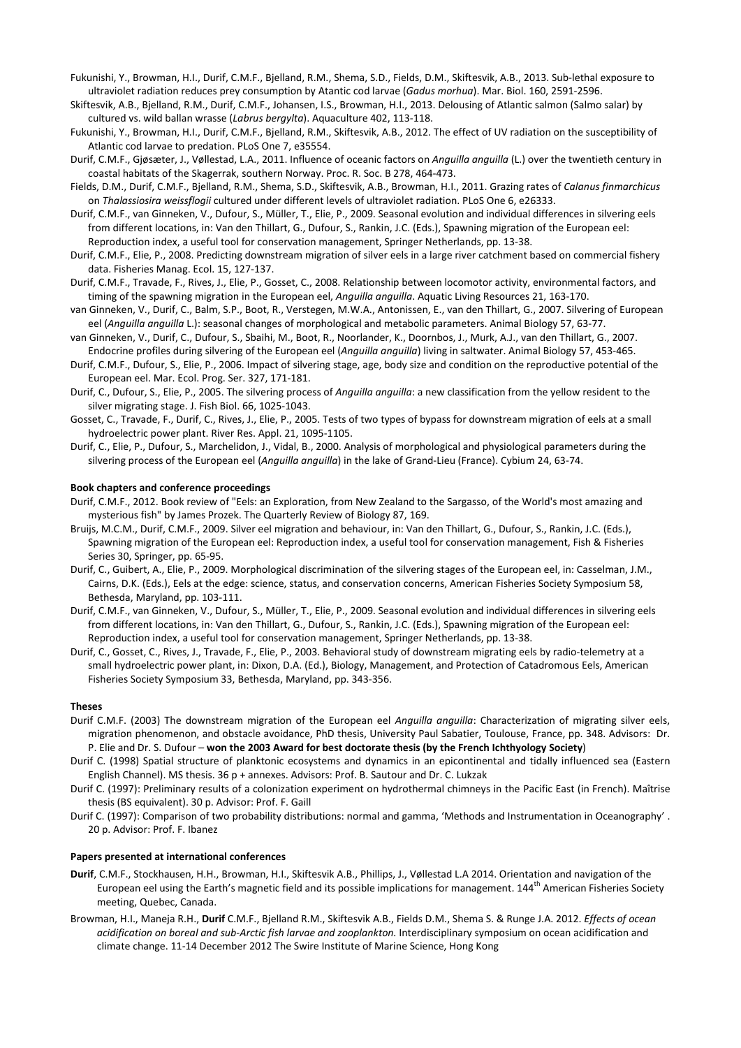Fukunishi, Y., Browman, H.I., Durif, C.M.F., Bjelland, R.M., Shema, S.D., Fields, D.M., Skiftesvik, A.B., 2013. Sub-lethal exposure to ultraviolet radiation reduces prey consumption by Atantic cod larvae (*Gadus morhua*). Mar. Biol. 160, 2591-2596.

Skiftesvik, A.B., Bjelland, R.M., Durif, C.M.F., Johansen, I.S., Browman, H.I., 2013. Delousing of Atlantic salmon (Salmo salar) by cultured vs. wild ballan wrasse (*Labrus bergylta*). Aquaculture 402, 113-118.

Fukunishi, Y., Browman, H.I., Durif, C.M.F., Bjelland, R.M., Skiftesvik, A.B., 2012. The effect of UV radiation on the susceptibility of Atlantic cod larvae to predation. PLoS One 7, e35554.

Durif, C.M.F., Gjøsæter, J., Vøllestad, L.A., 2011. Influence of oceanic factors on *Anguilla anguilla* (L.) over the twentieth century in coastal habitats of the Skagerrak, southern Norway. Proc. R. Soc. B 278, 464-473.

Fields, D.M., Durif, C.M.F., Bjelland, R.M., Shema, S.D., Skiftesvik, A.B., Browman, H.I., 2011. Grazing rates of *Calanus finmarchicus* on *Thalassiosira weissflogii* cultured under different levels of ultraviolet radiation. PLoS One 6, e26333.

Durif, C.M.F., van Ginneken, V., Dufour, S., Müller, T., Elie, P., 2009. Seasonal evolution and individual differences in silvering eels from different locations, in: Van den Thillart, G., Dufour, S., Rankin, J.C. (Eds.), Spawning migration of the European eel: Reproduction index, a useful tool for conservation management, Springer Netherlands, pp. 13-38.

Durif, C.M.F., Elie, P., 2008. Predicting downstream migration of silver eels in a large river catchment based on commercial fishery data. Fisheries Manag. Ecol. 15, 127-137.

Durif, C.M.F., Travade, F., Rives, J., Elie, P., Gosset, C., 2008. Relationship between locomotor activity, environmental factors, and timing of the spawning migration in the European eel, *Anguilla anguilla*. Aquatic Living Resources 21, 163-170.

van Ginneken, V., Durif, C., Balm, S.P., Boot, R., Verstegen, M.W.A., Antonissen, E., van den Thillart, G., 2007. Silvering of European eel (*Anguilla anguilla* L.): seasonal changes of morphological and metabolic parameters. Animal Biology 57, 63-77.

van Ginneken, V., Durif, C., Dufour, S., Sbaihi, M., Boot, R., Noorlander, K., Doornbos, J., Murk, A.J., van den Thillart, G., 2007. Endocrine profiles during silvering of the European eel (*Anguilla anguilla*) living in saltwater. Animal Biology 57, 453-465.

Durif, C.M.F., Dufour, S., Elie, P., 2006. Impact of silvering stage, age, body size and condition on the reproductive potential of the European eel. Mar. Ecol. Prog. Ser. 327, 171-181.

Durif, C., Dufour, S., Elie, P., 2005. The silvering process of *Anguilla anguilla*: a new classification from the yellow resident to the silver migrating stage. J. Fish Biol. 66, 1025-1043.

Gosset, C., Travade, F., Durif, C., Rives, J., Elie, P., 2005. Tests of two types of bypass for downstream migration of eels at a small hydroelectric power plant. River Res. Appl. 21, 1095-1105.

Durif, C., Elie, P., Dufour, S., Marchelidon, J., Vidal, B., 2000. Analysis of morphological and physiological parameters during the silvering process of the European eel (*Anguilla anguilla*) in the lake of Grand-Lieu (France). Cybium 24, 63-74.

**Book chapters and conference proceedings**

Durif, C.M.F., 2012. Book review of "Eels: an Exploration, from New Zealand to the Sargasso, of the World's most amazing and mysterious fish" by James Prozek. The Quarterly Review of Biology 87, 169.

Bruijs, M.C.M., Durif, C.M.F., 2009. Silver eel migration and behaviour, in: Van den Thillart, G., Dufour, S., Rankin, J.C. (Eds.), Spawning migration of the European eel: Reproduction index, a useful tool for conservation management, Fish & Fisheries Series 30, Springer, pp. 65-95.

Durif, C., Guibert, A., Elie, P., 2009. Morphological discrimination of the silvering stages of the European eel, in: Casselman, J.M., Cairns, D.K. (Eds.), Eels at the edge: science, status, and conservation concerns, American Fisheries Society Symposium 58, Bethesda, Maryland, pp. 103-111.

Durif, C.M.F., van Ginneken, V., Dufour, S., Müller, T., Elie, P., 2009. Seasonal evolution and individual differences in silvering eels from different locations, in: Van den Thillart, G., Dufour, S., Rankin, J.C. (Eds.), Spawning migration of the European eel: Reproduction index, a useful tool for conservation management, Springer Netherlands, pp. 13-38.

Durif, C., Gosset, C., Rives, J., Travade, F., Elie, P., 2003. Behavioral study of downstream migrating eels by radio-telemetry at a small hydroelectric power plant, in: Dixon, D.A. (Ed.), Biology, Management, and Protection of Catadromous Eels, American Fisheries Society Symposium 33, Bethesda, Maryland, pp. 343-356.

**Theses**

Durif C.M.F. (2003) The downstream migration of the European eel *Anguilla anguilla*: Characterization of migrating silver eels, migration phenomenon, and obstacle avoidance, PhD thesis, University Paul Sabatier, Toulouse, France, pp. 348. Advisors: Dr. P. Elie and Dr. S. Dufour – **won the 2003 Award for best doctorate thesis (by the French Ichthyology Society**)

Durif C. (1998) Spatial structure of planktonic ecosystems and dynamics in an epicontinental and tidally influenced sea (Eastern English Channel). MS thesis. 36 p + annexes. Advisors: Prof. B. Sautour and Dr. C. Lukzak

Durif C. (1997): Preliminary results of a colonization experiment on hydrothermal chimneys in the Pacific East (in French). Maîtrise thesis (BS equivalent). 30 p. Advisor: Prof. F. Gaill

Durif C. (1997): Comparison of two probability distributions: normal and gamma, 'Methods and Instrumentation in Oceanography' . 20 p. Advisor: Prof. F. Ibanez

**Papers presented at international conferences**

**Durif**, C.M.F., Stockhausen, H.H., Browman, H.I., Skiftesvik A.B., Phillips, J., Vøllestad L.A 2014. Orientation and navigation of the European eel using the Earth's magnetic field and its possible implications for management. 144th American Fisheries Society meeting, Quebec, Canada.

Browman, H.I., Maneja R.H., **Durif** C.M.F., Bjelland R.M., Skiftesvik A.B., Fields D.M., Shema S. & Runge J.A. 2012. *Effects of ocean acidification on boreal and sub-Arctic fish larvae and zooplankton.* Interdisciplinary symposium on ocean acidification and climate change. 11-14 December 2012 The Swire Institute of Marine Science, Hong Kong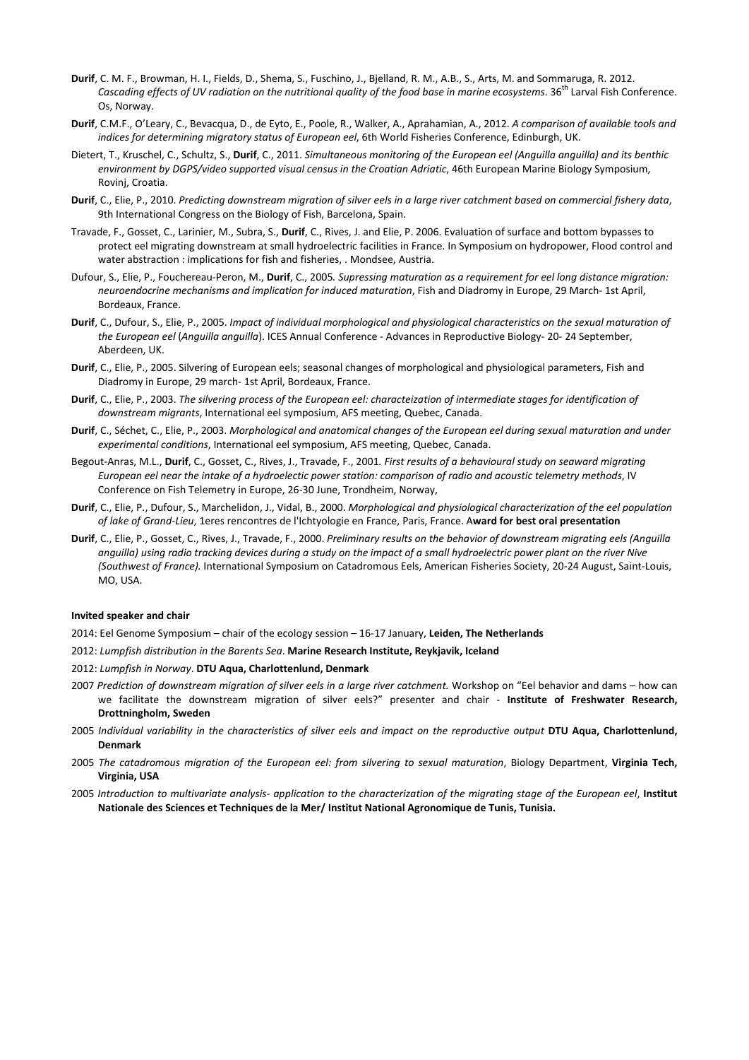**Durif**, C. M. F., Browman, H. I., Fields, D., Shema, S., Fuschino, J., Bjelland, R. M., A.B., S., Arts, M. and Sommaruga, R. 2012. *Cascading effects of UV radiation on the nutritional quality of the food base in marine ecosystems*. 36th Larval Fish Conference. Os, Norway.

**Durif**, C.M.F., O'Leary, C., Bevacqua, D., de Eyto, E., Poole, R., Walker, A., Aprahamian, A., 2012. *A comparison of available tools and indices for determining migratory status of European eel*, 6th World Fisheries Conference, Edinburgh, UK.

Dietert, T., Kruschel, C., Schultz, S., **Durif**, C., 2011. *Simultaneous monitoring of the European eel (Anguilla anguilla) and its benthic environment by DGPS/video supported visual census in the Croatian Adriatic*, 46th European Marine Biology Symposium, Rovinj, Croatia.

**Durif**, C., Elie, P., 2010. *Predicting downstream migration of silver eels in a large river catchment based on commercial fishery data*, 9th International Congress on the Biology of Fish, Barcelona, Spain.

Travade, F., Gosset, C., Larinier, M., Subra, S., **Durif**, C., Rives, J. and Elie, P. 2006. Evaluation of surface and bottom bypasses to protect eel migrating downstream at small hydroelectric facilities in France. In Symposium on hydropower, Flood control and water abstraction : implications for fish and fisheries, . Mondsee, Austria.

Dufour, S., Elie, P., Fouchereau-Peron, M., **Durif**, C., 2005. *Supressing maturation as a requirement for eel long distance migration: neuroendocrine mechanisms and implication for induced maturation*, Fish and Diadromy in Europe, 29 March- 1st April, Bordeaux, France.

**Durif**, C., Dufour, S., Elie, P., 2005. *Impact of individual morphological and physiological characteristics on the sexual maturation of the European eel* (*Anguilla anguilla*). ICES Annual Conference - Advances in Reproductive Biology- 20- 24 September, Aberdeen, UK.

**Durif**, C., Elie, P., 2005. Silvering of European eels; seasonal changes of morphological and physiological parameters, Fish and Diadromy in Europe, 29 march- 1st April, Bordeaux, France.

**Durif**, C., Elie, P., 2003. *The silvering process of the European eel: characteization of intermediate stages for identification of downstream migrants*, International eel symposium, AFS meeting, Quebec, Canada.

**Durif**, C., Séchet, C., Elie, P., 2003. *Morphological and anatomical changes of the European eel during sexual maturation and under experimental conditions*, International eel symposium, AFS meeting, Quebec, Canada.

Begout-Anras, M.L., **Durif**, C., Gosset, C., Rives, J., Travade, F., 2001. *First results of a behavioural study on seaward migrating European eel near the intake of a hydroelectic power station: comparison of radio and acoustic telemetry methods*, IV Conference on Fish Telemetry in Europe, 26-30 June, Trondheim, Norway,

**Durif**, C., Elie, P., Dufour, S., Marchelidon, J., Vidal, B., 2000. *Morphological and physiological characterization of the eel population of lake of Grand-Lieu*, 1eres rencontres de l'Ichtyologie en France, Paris, France. A**ward for best oral presentation**

**Durif**, C., Elie, P., Gosset, C., Rives, J., Travade, F., 2000. *Preliminary results on the behavior of downstream migrating eels (Anguilla anguilla) using radio tracking devices during a study on the impact of a small hydroelectric power plant on the river Nive (Southwest of France).* International Symposium on Catadromous Eels, American Fisheries Society, 20-24 August, Saint-Louis, MO, USA.

**Invited speaker and chair**

2014: Eel Genome Symposium – chair of the ecology session – 16-17 January, **Leiden, The Netherlands**

2012: *Lumpfish distribution in the Barents Sea*. **Marine Research Institute, Reykjavik, Iceland**

2012: *Lumpfish in Norway*. **DTU Aqua, Charlottenlund, Denmark**

2007 *Prediction of downstream migration of silver eels in a large river catchment.* Workshop on "Eel behavior and dams – how can we facilitate the downstream migration of silver eels?" presenter and chair - **Institute of Freshwater Research, Drottningholm, Sweden**

2005 *Individual variability in the characteristics of silver eels and impact on the reproductive output* **DTU Aqua, Charlottenlund, Denmark**

2005 *The catadromous migration of the European eel: from silvering to sexual maturation*, Biology Department, **Virginia Tech, Virginia, USA**

2005 *Introduction to multivariate analysis- application to the characterization of the migrating stage of the European eel*, **Institut Nationale des Sciences et Techniques de la Mer/ Institut National Agronomique de Tunis, Tunisia.**